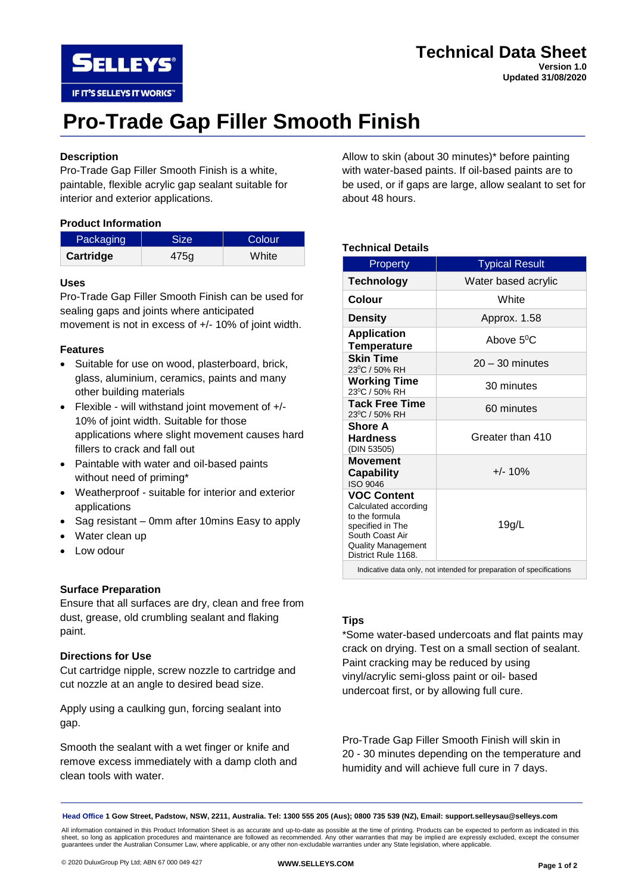# Technical Data Sheet

**Version 1.0**
**Updated 31/08/2020**

# Pro-Trade Gap Filler Smooth Finish

### Description

Pro-Trade Gap Filler Smooth Finish is a white, paintable, flexible acrylic gap sealant suitable for interior and exterior applications.

### Product Information

| Packaging | Size | Colour |
|---|---|---|
| **Cartridge** | 475g | White |

### Uses

Pro-Trade Gap Filler Smooth Finish can be used for sealing gaps and joints where anticipated movement is not in excess of +/- 10% of joint width.

### Features

- Suitable for use on wood, plasterboard, brick, glass, aluminium, ceramics, paints and many other building materials
- Flexible - will withstand joint movement of +/- 10% of joint width. Suitable for those applications where slight movement causes hard fillers to crack and fall out
- Paintable with water and oil-based paints without need of priming*
- Weatherproof - suitable for interior and exterior applications
- Sag resistant – 0mm after 10mins Easy to apply
- Water clean up
- Low odour

### Surface Preparation

Ensure that all surfaces are dry, clean and free from dust, grease, old crumbling sealant and flaking paint.

### Directions for Use

Cut cartridge nipple, screw nozzle to cartridge and cut nozzle at an angle to desired bead size.

Apply using a caulking gun, forcing sealant into gap.

Smooth the sealant with a wet finger or knife and remove excess immediately with a damp cloth and clean tools with water.

Allow to skin (about 30 minutes)* before painting with water-based paints. If oil-based paints are to be used, or if gaps are large, allow sealant to set for about 48 hours.

### Technical Details

| Property | Typical Result |
|---|---|
| **Technology** | Water based acrylic |
| **Colour** | White |
| **Density** | Approx. 1.58 |
| **Application Temperature** | Above 5⁰C |
| **Skin Time** 23⁰C / 50% RH | 20 – 30 minutes |
| **Working Time** 23⁰C / 50% RH | 30 minutes |
| **Tack Free Time** 23⁰C / 50% RH | 60 minutes |
| **Shore A Hardness** (DIN 53505) | Greater than 410 |
| **Movement Capability** ISO 9046 | +/- 10% |
| **VOC Content** Calculated according to the formula specified in The South Coast Air Quality Management District Rule 1168. | 19g/L |
| Indicative data only, not intended for preparation of specifications | |

### Tips

*Some water-based undercoats and flat paints may crack on drying. Test on a small section of sealant. Paint cracking may be reduced by using vinyl/acrylic semi-gloss paint or oil- based undercoat first, or by allowing full cure.

Pro-Trade Gap Filler Smooth Finish will skin in 20 - 30 minutes depending on the temperature and humidity and will achieve full cure in 7 days.

**Head Office** **1 Gow Street, Padstow, NSW, 2211, Australia. Tel: 1300 555 205 (Aus); 0800 735 539 (NZ), Email: support.selleysau@selleys.com**

All information contained in this Product Information Sheet is as accurate and up-to-date as possible at the time of printing. Products can be expected to perform as indicated in this sheet, so long as application procedures and maintenance are followed as recommended. Any other warranties that may be implied are expressly excluded, except the consumer guarantees under the Australian Consumer Law, where applicable, or any other non-excludable warranties under any State legislation, where applicable.

© 2020 DuluxGroup Pty Ltd; ABN 67 000 049 427

**WWW.SELLEYS.COM**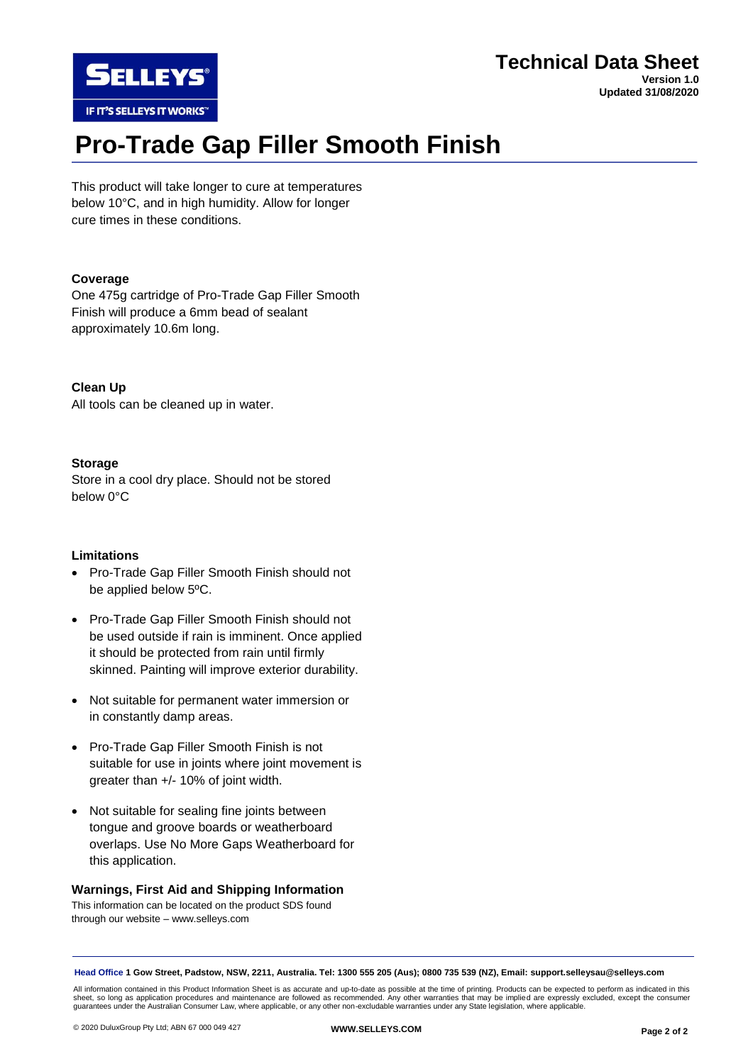# Pro-Trade Gap Filler Smooth Finish

This product will take longer to cure at temperatures below 10°C, and in high humidity. Allow for longer cure times in these conditions.

**Coverage**

One 475g cartridge of Pro-Trade Gap Filler Smooth Finish will produce a 6mm bead of sealant approximately 10.6m long.

**Clean Up**

All tools can be cleaned up in water.

**Storage**

Store in a cool dry place. Should not be stored below 0°C

**Limitations**

- Pro-Trade Gap Filler Smooth Finish should not be applied below 5ºC.
- Pro-Trade Gap Filler Smooth Finish should not be used outside if rain is imminent. Once applied it should be protected from rain until firmly skinned. Painting will improve exterior durability.
- Not suitable for permanent water immersion or in constantly damp areas.
- Pro-Trade Gap Filler Smooth Finish is not suitable for use in joints where joint movement is greater than +/- 10% of joint width.
- Not suitable for sealing fine joints between tongue and groove boards or weatherboard overlaps. Use No More Gaps Weatherboard for this application.

**Warnings, First Aid and Shipping Information**

This information can be located on the product SDS found through our website – www.selleys.com

**Head Office** 1 Gow Street, Padstow, NSW, 2211, Australia. Tel: 1300 555 205 (Aus); 0800 735 539 (NZ), Email: support.selleysau@selleys.com

All information contained in this Product Information Sheet is as accurate and up-to-date as possible at the time of printing. Products can be expected to perform as indicated in this sheet, so long as application procedures and maintenance are followed as recommended. Any other warranties that may be implied are expressly excluded, except the consumer guarantees under the Australian Consumer Law, where applicable, or any other non-excludable warranties under any State legislation, where applicable.

© 2020 DuluxGroup Pty Ltd; ABN 67 000 049 427

WWW.SELLEYS.COM